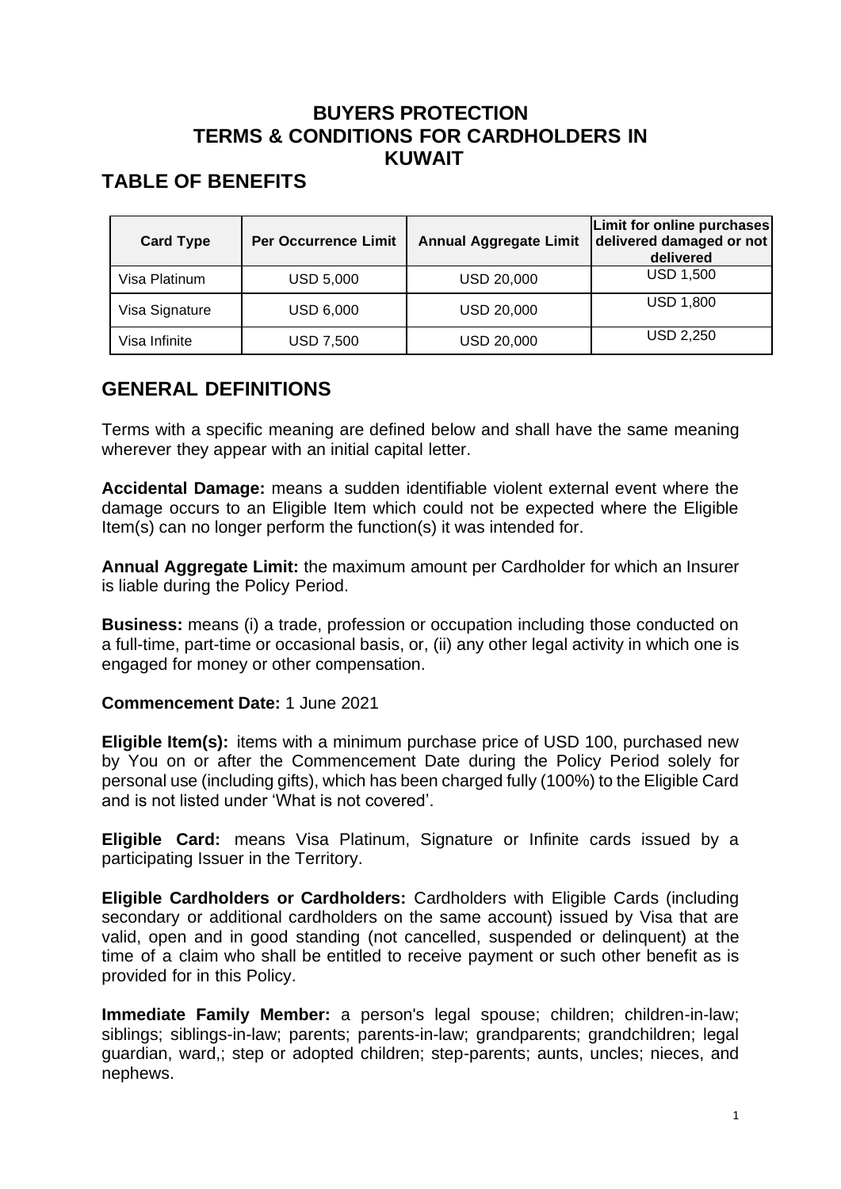# BUYERS PROTECTION TERMS & CONDITIONS FOR CARDHOLDERS IN KUWAIT

## TABLE OF BENEFITS

| Card Type | Per Occurrence Limit | Annual Aggregate Limit | Limit for online purchases delivered damaged or not delivered |
|---|---|---|---|
| Visa Platinum | USD 5,000 | USD 20,000 | USD 1,500 |
| Visa Signature | USD 6,000 | USD 20,000 | USD 1,800 |
| Visa Infinite | USD 7,500 | USD 20,000 | USD 2,250 |

## GENERAL DEFINITIONS

Terms with a specific meaning are defined below and shall have the same meaning wherever they appear with an initial capital letter.

**Accidental Damage:** means a sudden identifiable violent external event where the damage occurs to an Eligible Item which could not be expected where the Eligible Item(s) can no longer perform the function(s) it was intended for.

**Annual Aggregate Limit:** the maximum amount per Cardholder for which an Insurer is liable during the Policy Period.

**Business:** means (i) a trade, profession or occupation including those conducted on a full-time, part-time or occasional basis, or, (ii) any other legal activity in which one is engaged for money or other compensation.

**Commencement Date:** 1 June 2021

**Eligible Item(s):** items with a minimum purchase price of USD 100, purchased new by You on or after the Commencement Date during the Policy Period solely for personal use (including gifts), which has been charged fully (100%) to the Eligible Card and is not listed under 'What is not covered'.

**Eligible Card:** means Visa Platinum, Signature or Infinite cards issued by a participating Issuer in the Territory.

**Eligible Cardholders or Cardholders:** Cardholders with Eligible Cards (including secondary or additional cardholders on the same account) issued by Visa that are valid, open and in good standing (not cancelled, suspended or delinquent) at the time of a claim who shall be entitled to receive payment or such other benefit as is provided for in this Policy.

**Immediate Family Member:** a person's legal spouse; children; children-in-law; siblings; siblings-in-law; parents; parents-in-law; grandparents; grandchildren; legal guardian, ward,; step or adopted children; step-parents; aunts, uncles; nieces, and nephews.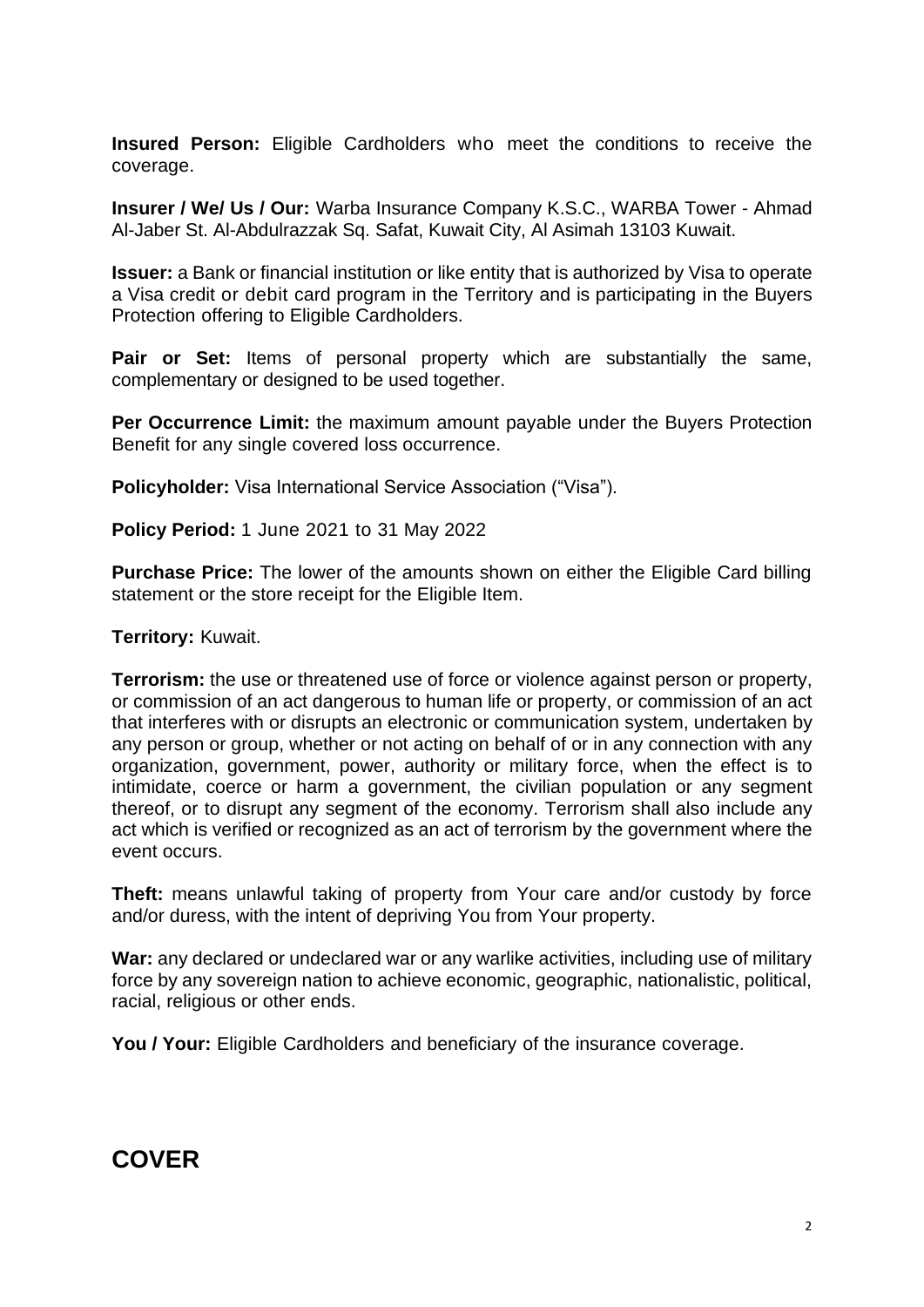**Insured Person:** Eligible Cardholders who meet the conditions to receive the coverage.

**Insurer / We/ Us / Our:** Warba Insurance Company K.S.C., WARBA Tower - Ahmad Al-Jaber St. Al-Abdulrazzak Sq. Safat, Kuwait City, Al Asimah 13103 Kuwait.

**Issuer:** a Bank or financial institution or like entity that is authorized by Visa to operate a Visa credit or debit card program in the Territory and is participating in the Buyers Protection offering to Eligible Cardholders.

**Pair or Set:** Items of personal property which are substantially the same, complementary or designed to be used together.

**Per Occurrence Limit:** the maximum amount payable under the Buyers Protection Benefit for any single covered loss occurrence.

**Policyholder:** Visa International Service Association ("Visa").

**Policy Period:** 1 June 2021 to 31 May 2022

**Purchase Price:** The lower of the amounts shown on either the Eligible Card billing statement or the store receipt for the Eligible Item.

**Territory:** Kuwait.

**Terrorism:** the use or threatened use of force or violence against person or property, or commission of an act dangerous to human life or property, or commission of an act that interferes with or disrupts an electronic or communication system, undertaken by any person or group, whether or not acting on behalf of or in any connection with any organization, government, power, authority or military force, when the effect is to intimidate, coerce or harm a government, the civilian population or any segment thereof, or to disrupt any segment of the economy. Terrorism shall also include any act which is verified or recognized as an act of terrorism by the government where the event occurs.

**Theft:** means unlawful taking of property from Your care and/or custody by force and/or duress, with the intent of depriving You from Your property.

**War:** any declared or undeclared war or any warlike activities, including use of military force by any sovereign nation to achieve economic, geographic, nationalistic, political, racial, religious or other ends.

**You / Your:** Eligible Cardholders and beneficiary of the insurance coverage.

# COVER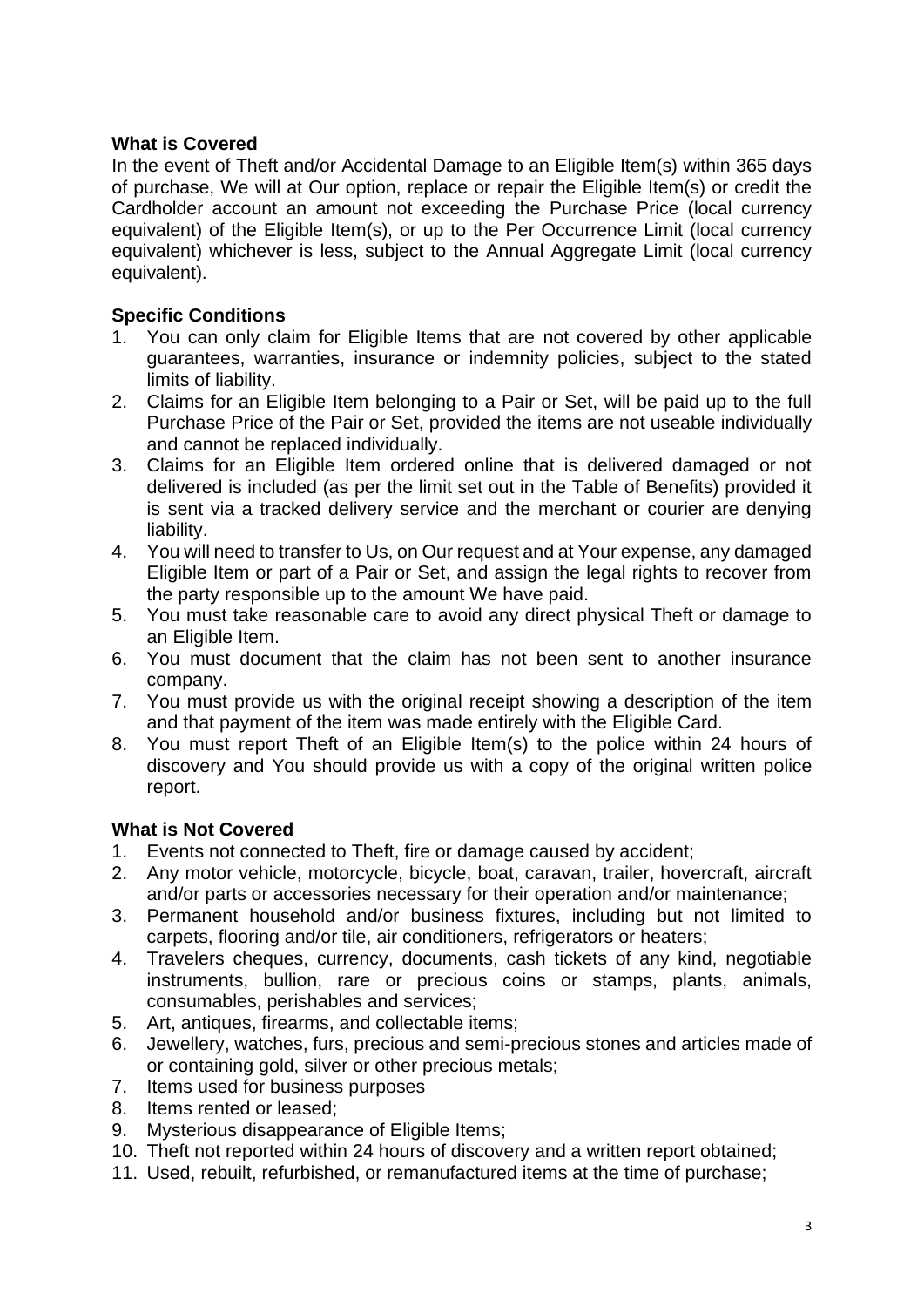**What is Covered**

In the event of Theft and/or Accidental Damage to an Eligible Item(s) within 365 days of purchase, We will at Our option, replace or repair the Eligible Item(s) or credit the Cardholder account an amount not exceeding the Purchase Price (local currency equivalent) of the Eligible Item(s), or up to the Per Occurrence Limit (local currency equivalent) whichever is less, subject to the Annual Aggregate Limit (local currency equivalent).

**Specific Conditions**

1. You can only claim for Eligible Items that are not covered by other applicable guarantees, warranties, insurance or indemnity policies, subject to the stated limits of liability.
2. Claims for an Eligible Item belonging to a Pair or Set, will be paid up to the full Purchase Price of the Pair or Set, provided the items are not useable individually and cannot be replaced individually.
3. Claims for an Eligible Item ordered online that is delivered damaged or not delivered is included (as per the limit set out in the Table of Benefits) provided it is sent via a tracked delivery service and the merchant or courier are denying liability.
4. You will need to transfer to Us, on Our request and at Your expense, any damaged Eligible Item or part of a Pair or Set, and assign the legal rights to recover from the party responsible up to the amount We have paid.
5. You must take reasonable care to avoid any direct physical Theft or damage to an Eligible Item.
6. You must document that the claim has not been sent to another insurance company.
7. You must provide us with the original receipt showing a description of the item and that payment of the item was made entirely with the Eligible Card.
8. You must report Theft of an Eligible Item(s) to the police within 24 hours of discovery and You should provide us with a copy of the original written police report.

**What is Not Covered**

1. Events not connected to Theft, fire or damage caused by accident;
2. Any motor vehicle, motorcycle, bicycle, boat, caravan, trailer, hovercraft, aircraft and/or parts or accessories necessary for their operation and/or maintenance;
3. Permanent household and/or business fixtures, including but not limited to carpets, flooring and/or tile, air conditioners, refrigerators or heaters;
4. Travelers cheques, currency, documents, cash tickets of any kind, negotiable instruments, bullion, rare or precious coins or stamps, plants, animals, consumables, perishables and services;
5. Art, antiques, firearms, and collectable items;
6. Jewellery, watches, furs, precious and semi-precious stones and articles made of or containing gold, silver or other precious metals;
7. Items used for business purposes
8. Items rented or leased;
9. Mysterious disappearance of Eligible Items;
10. Theft not reported within 24 hours of discovery and a written report obtained;
11. Used, rebuilt, refurbished, or remanufactured items at the time of purchase;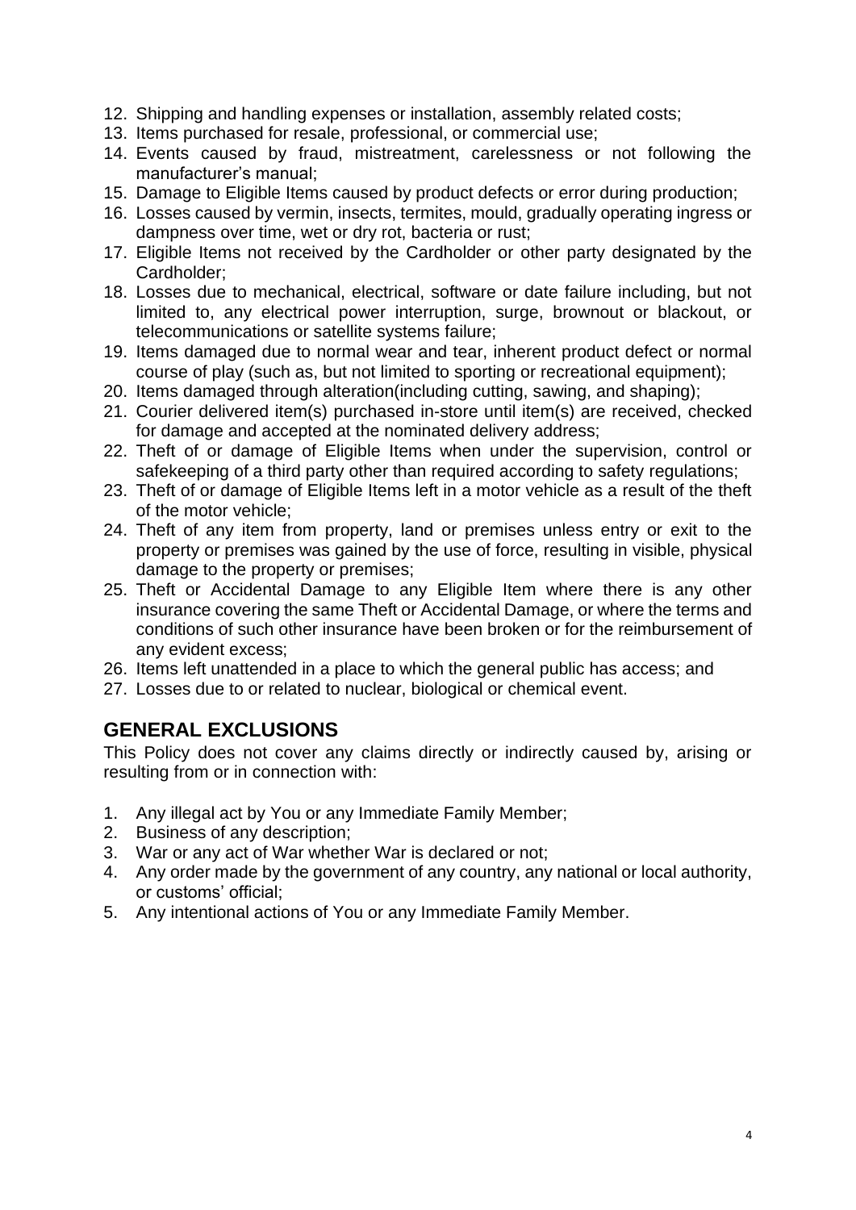12. Shipping and handling expenses or installation, assembly related costs;
13. Items purchased for resale, professional, or commercial use;
14. Events caused by fraud, mistreatment, carelessness or not following the manufacturer's manual;
15. Damage to Eligible Items caused by product defects or error during production;
16. Losses caused by vermin, insects, termites, mould, gradually operating ingress or dampness over time, wet or dry rot, bacteria or rust;
17. Eligible Items not received by the Cardholder or other party designated by the Cardholder;
18. Losses due to mechanical, electrical, software or date failure including, but not limited to, any electrical power interruption, surge, brownout or blackout, or telecommunications or satellite systems failure;
19. Items damaged due to normal wear and tear, inherent product defect or normal course of play (such as, but not limited to sporting or recreational equipment);
20. Items damaged through alteration(including cutting, sawing, and shaping);
21. Courier delivered item(s) purchased in-store until item(s) are received, checked for damage and accepted at the nominated delivery address;
22. Theft of or damage of Eligible Items when under the supervision, control or safekeeping of a third party other than required according to safety regulations;
23. Theft of or damage of Eligible Items left in a motor vehicle as a result of the theft of the motor vehicle;
24. Theft of any item from property, land or premises unless entry or exit to the property or premises was gained by the use of force, resulting in visible, physical damage to the property or premises;
25. Theft or Accidental Damage to any Eligible Item where there is any other insurance covering the same Theft or Accidental Damage, or where the terms and conditions of such other insurance have been broken or for the reimbursement of any evident excess;
26. Items left unattended in a place to which the general public has access; and
27. Losses due to or related to nuclear, biological or chemical event.

## GENERAL EXCLUSIONS

This Policy does not cover any claims directly or indirectly caused by, arising or resulting from or in connection with:

1. Any illegal act by You or any Immediate Family Member;
2. Business of any description;
3. War or any act of War whether War is declared or not;
4. Any order made by the government of any country, any national or local authority, or customs' official;
5. Any intentional actions of You or any Immediate Family Member.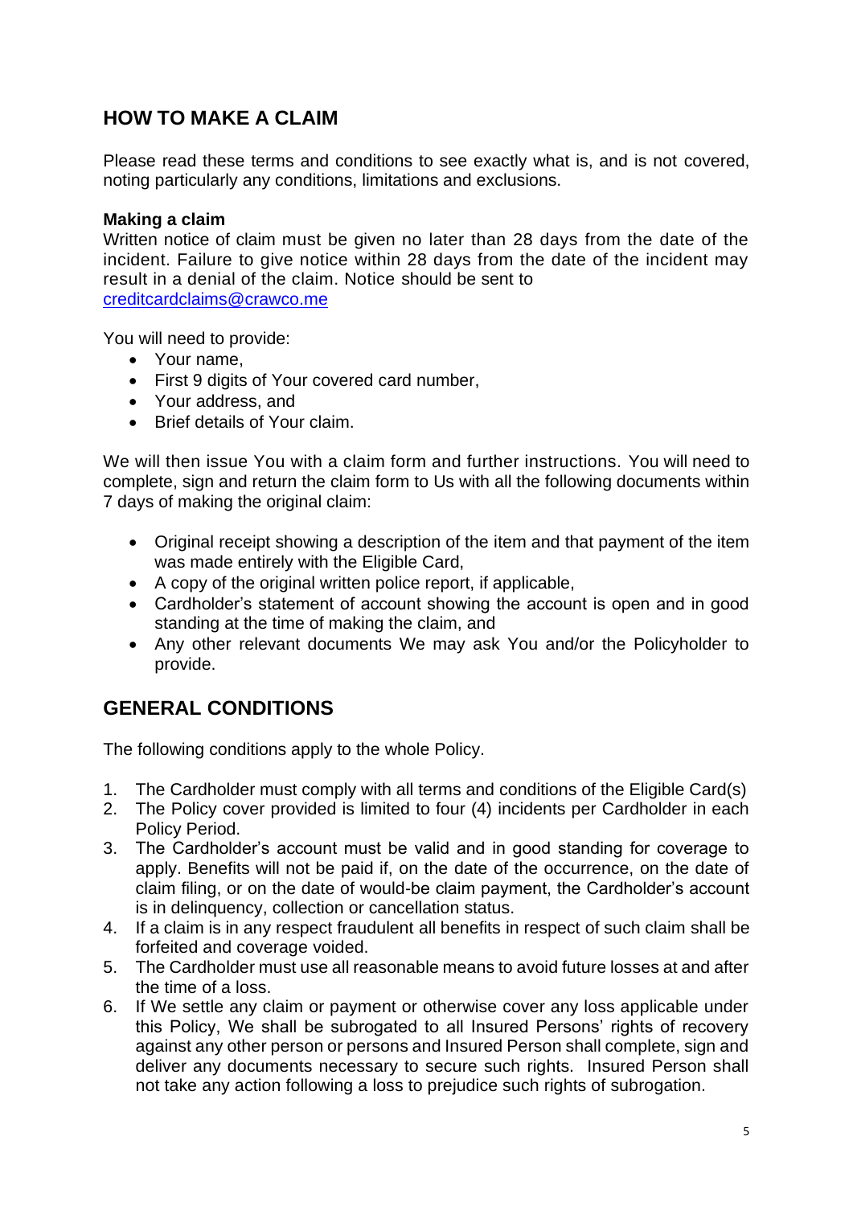## HOW TO MAKE A CLAIM

Please read these terms and conditions to see exactly what is, and is not covered, noting particularly any conditions, limitations and exclusions.

**Making a claim**

Written notice of claim must be given no later than 28 days from the date of the incident. Failure to give notice within 28 days from the date of the incident may result in a denial of the claim. Notice should be sent to creditcardclaims@crawco.me

You will need to provide:

- Your name,
- First 9 digits of Your covered card number,
- Your address, and
- Brief details of Your claim.

We will then issue You with a claim form and further instructions. You will need to complete, sign and return the claim form to Us with all the following documents within 7 days of making the original claim:

- Original receipt showing a description of the item and that payment of the item was made entirely with the Eligible Card,
- A copy of the original written police report, if applicable,
- Cardholder's statement of account showing the account is open and in good standing at the time of making the claim, and
- Any other relevant documents We may ask You and/or the Policyholder to provide.

## GENERAL CONDITIONS

The following conditions apply to the whole Policy.

1. The Cardholder must comply with all terms and conditions of the Eligible Card(s)
2. The Policy cover provided is limited to four (4) incidents per Cardholder in each Policy Period.
3. The Cardholder's account must be valid and in good standing for coverage to apply. Benefits will not be paid if, on the date of the occurrence, on the date of claim filing, or on the date of would-be claim payment, the Cardholder's account is in delinquency, collection or cancellation status.
4. If a claim is in any respect fraudulent all benefits in respect of such claim shall be forfeited and coverage voided.
5. The Cardholder must use all reasonable means to avoid future losses at and after the time of a loss.
6. If We settle any claim or payment or otherwise cover any loss applicable under this Policy, We shall be subrogated to all Insured Persons' rights of recovery against any other person or persons and Insured Person shall complete, sign and deliver any documents necessary to secure such rights. Insured Person shall not take any action following a loss to prejudice such rights of subrogation.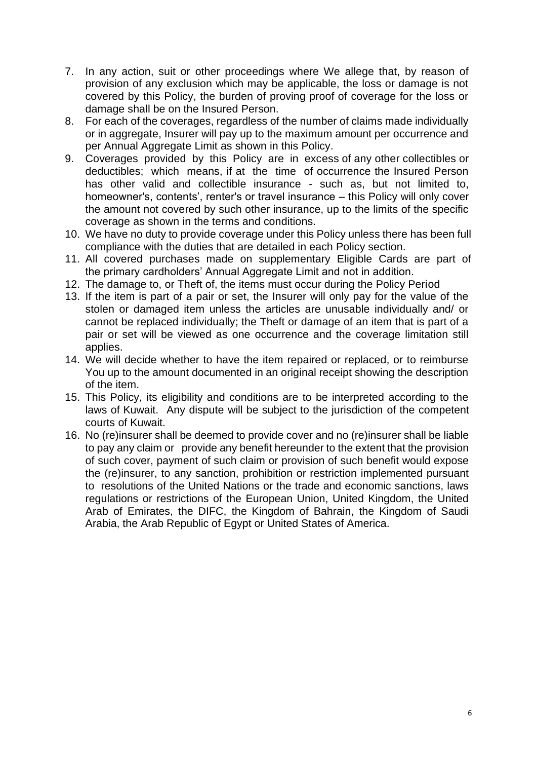7. In any action, suit or other proceedings where We allege that, by reason of provision of any exclusion which may be applicable, the loss or damage is not covered by this Policy, the burden of proving proof of coverage for the loss or damage shall be on the Insured Person.
8. For each of the coverages, regardless of the number of claims made individually or in aggregate, Insurer will pay up to the maximum amount per occurrence and per Annual Aggregate Limit as shown in this Policy.
9. Coverages provided by this Policy are in excess of any other collectibles or deductibles; which means, if at the time of occurrence the Insured Person has other valid and collectible insurance - such as, but not limited to, homeowner's, contents', renter's or travel insurance – this Policy will only cover the amount not covered by such other insurance, up to the limits of the specific coverage as shown in the terms and conditions.
10. We have no duty to provide coverage under this Policy unless there has been full compliance with the duties that are detailed in each Policy section.
11. All covered purchases made on supplementary Eligible Cards are part of the primary cardholders' Annual Aggregate Limit and not in addition.
12. The damage to, or Theft of, the items must occur during the Policy Period
13. If the item is part of a pair or set, the Insurer will only pay for the value of the stolen or damaged item unless the articles are unusable individually and/ or cannot be replaced individually; the Theft or damage of an item that is part of a pair or set will be viewed as one occurrence and the coverage limitation still applies.
14. We will decide whether to have the item repaired or replaced, or to reimburse You up to the amount documented in an original receipt showing the description of the item.
15. This Policy, its eligibility and conditions are to be interpreted according to the laws of Kuwait. Any dispute will be subject to the jurisdiction of the competent courts of Kuwait.
16. No (re)insurer shall be deemed to provide cover and no (re)insurer shall be liable to pay any claim or provide any benefit hereunder to the extent that the provision of such cover, payment of such claim or provision of such benefit would expose the (re)insurer, to any sanction, prohibition or restriction implemented pursuant to resolutions of the United Nations or the trade and economic sanctions, laws regulations or restrictions of the European Union, United Kingdom, the United Arab of Emirates, the DIFC, the Kingdom of Bahrain, the Kingdom of Saudi Arabia, the Arab Republic of Egypt or United States of America.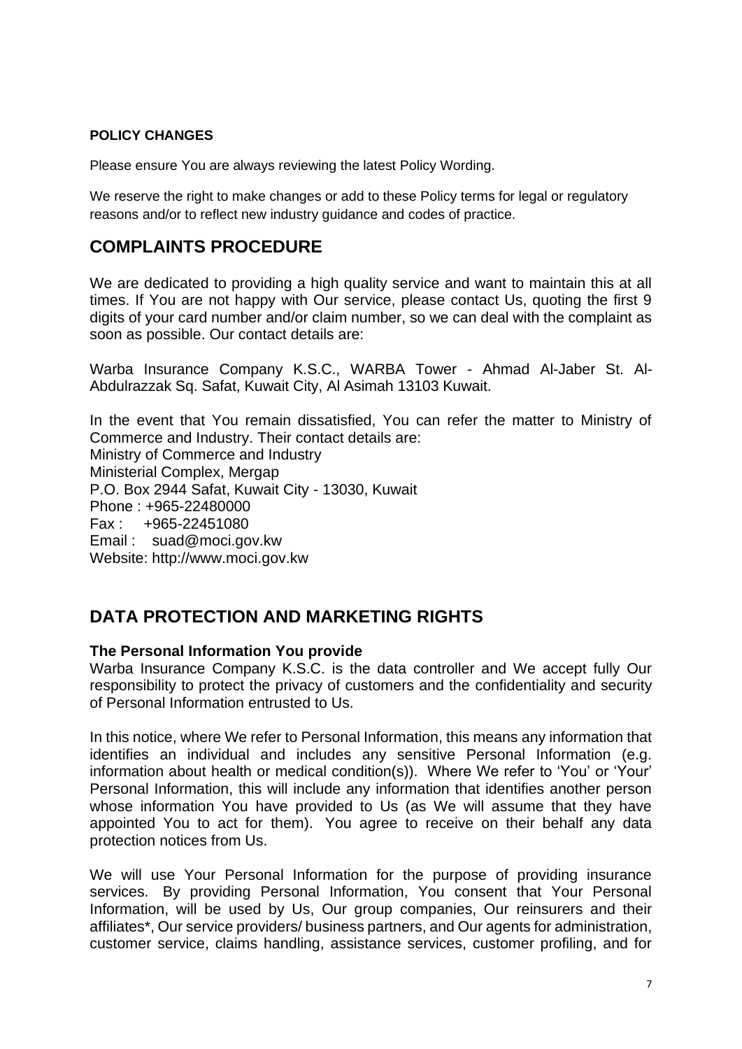**POLICY CHANGES**

Please ensure You are always reviewing the latest Policy Wording.

We reserve the right to make changes or add to these Policy terms for legal or regulatory reasons and/or to reflect new industry guidance and codes of practice.

## COMPLAINTS PROCEDURE

We are dedicated to providing a high quality service and want to maintain this at all times. If You are not happy with Our service, please contact Us, quoting the first 9 digits of your card number and/or claim number, so we can deal with the complaint as soon as possible. Our contact details are:

Warba Insurance Company K.S.C., WARBA Tower - Ahmad Al-Jaber St. Al-Abdulrazzak Sq. Safat, Kuwait City, Al Asimah 13103 Kuwait.

In the event that You remain dissatisfied, You can refer the matter to Ministry of Commerce and Industry. Their contact details are:
Ministry of Commerce and Industry
Ministerial Complex, Mergap
P.O. Box 2944 Safat, Kuwait City - 13030, Kuwait
Phone : +965-22480000
Fax : +965-22451080
Email : suad@moci.gov.kw
Website: http://www.moci.gov.kw

## DATA PROTECTION AND MARKETING RIGHTS

**The Personal Information You provide**
Warba Insurance Company K.S.C. is the data controller and We accept fully Our responsibility to protect the privacy of customers and the confidentiality and security of Personal Information entrusted to Us.

In this notice, where We refer to Personal Information, this means any information that identifies an individual and includes any sensitive Personal Information (e.g. information about health or medical condition(s)). Where We refer to 'You' or 'Your' Personal Information, this will include any information that identifies another person whose information You have provided to Us (as We will assume that they have appointed You to act for them). You agree to receive on their behalf any data protection notices from Us.

We will use Your Personal Information for the purpose of providing insurance services. By providing Personal Information, You consent that Your Personal Information, will be used by Us, Our group companies, Our reinsurers and their affiliates*, Our service providers/ business partners, and Our agents for administration, customer service, claims handling, assistance services, customer profiling, and for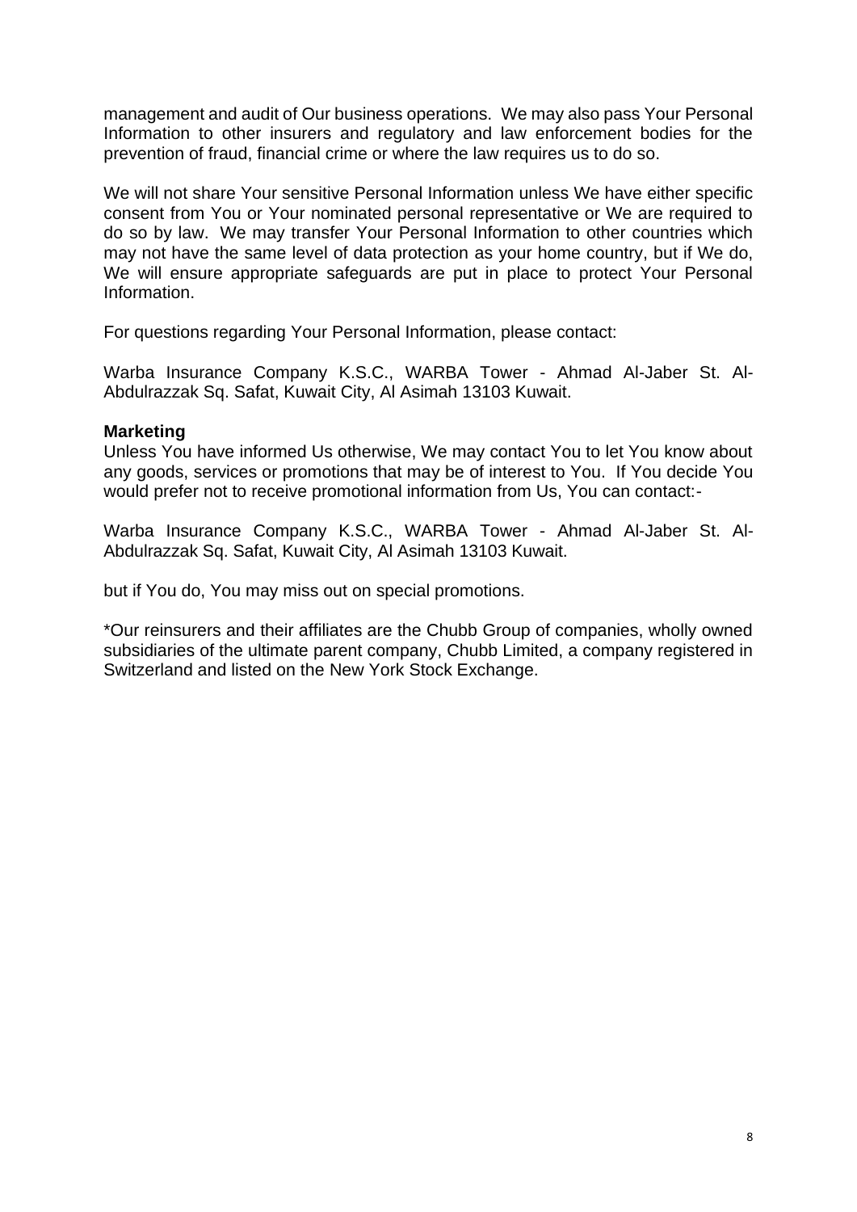management and audit of Our business operations. We may also pass Your Personal Information to other insurers and regulatory and law enforcement bodies for the prevention of fraud, financial crime or where the law requires us to do so.

We will not share Your sensitive Personal Information unless We have either specific consent from You or Your nominated personal representative or We are required to do so by law. We may transfer Your Personal Information to other countries which may not have the same level of data protection as your home country, but if We do, We will ensure appropriate safeguards are put in place to protect Your Personal Information.

For questions regarding Your Personal Information, please contact:

Warba Insurance Company K.S.C., WARBA Tower - Ahmad Al-Jaber St. Al-Abdulrazzak Sq. Safat, Kuwait City, Al Asimah 13103 Kuwait.

**Marketing**

Unless You have informed Us otherwise, We may contact You to let You know about any goods, services or promotions that may be of interest to You. If You decide You would prefer not to receive promotional information from Us, You can contact:-

Warba Insurance Company K.S.C., WARBA Tower - Ahmad Al-Jaber St. Al-Abdulrazzak Sq. Safat, Kuwait City, Al Asimah 13103 Kuwait.

but if You do, You may miss out on special promotions.

*Our reinsurers and their affiliates are the Chubb Group of companies, wholly owned subsidiaries of the ultimate parent company, Chubb Limited, a company registered in Switzerland and listed on the New York Stock Exchange.